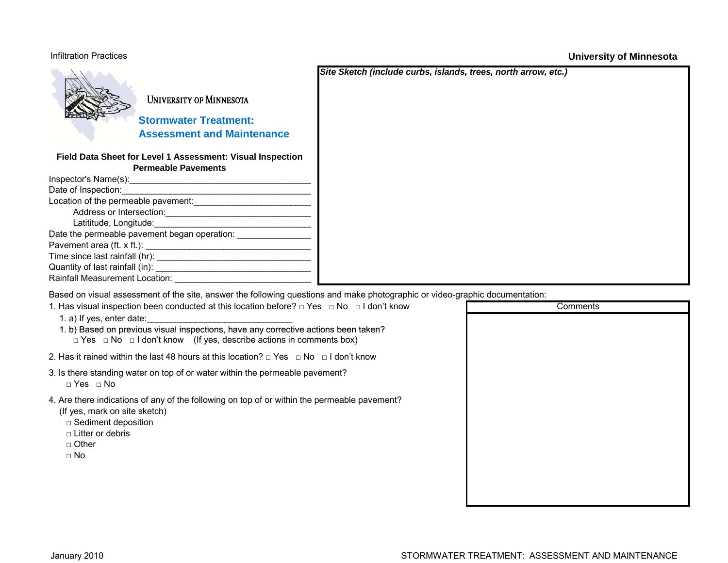University of Minnesota

**Stormwater Treatment: Assessment and Maintenance**

### Field Data Sheet for Level 1 Assessment: Visual Inspection
### Permeable Pavements

Inspector's Name(s):______________________________________

Date of Inspection:_______________________________________

Location of the permeable pavement:________________________

Address or Intersection:______________________________

Latititude, Longitude:________________________________

Date the permeable pavement began operation: _______________

Pavement area (ft. x ft.): __________________________________

Time since last rainfall (hr): _________________________________

Quantity of last rainfall (in): ________________________________

Rainfall Measurement Location: ____________________________

***Site Sketch (include curbs, islands, trees, north arrow, etc.)***

Based on visual assessment of the site, answer the following questions and make photographic or video-graphic documentation:

1. Has visual inspection been conducted at this location before? □ Yes □ No □ I don't know

   1. a) If yes, enter date:______________________________

   1. b) Based on previous visual inspections, have any corrective actions been taken?
      □ Yes □ No □ I don't know (If yes, describe actions in comments box)

2. Has it rained within the last 48 hours at this location? □ Yes □ No □ I don't know

3. Is there standing water on top of or water within the permeable pavement?
   □ Yes □ No

4. Are there indications of any of the following on top of or within the permeable pavement?
   (If yes, mark on site sketch)
   - □ Sediment deposition
   - □ Litter or debris
   - □ Other
   - □ No

| Comments |
| --- |
| |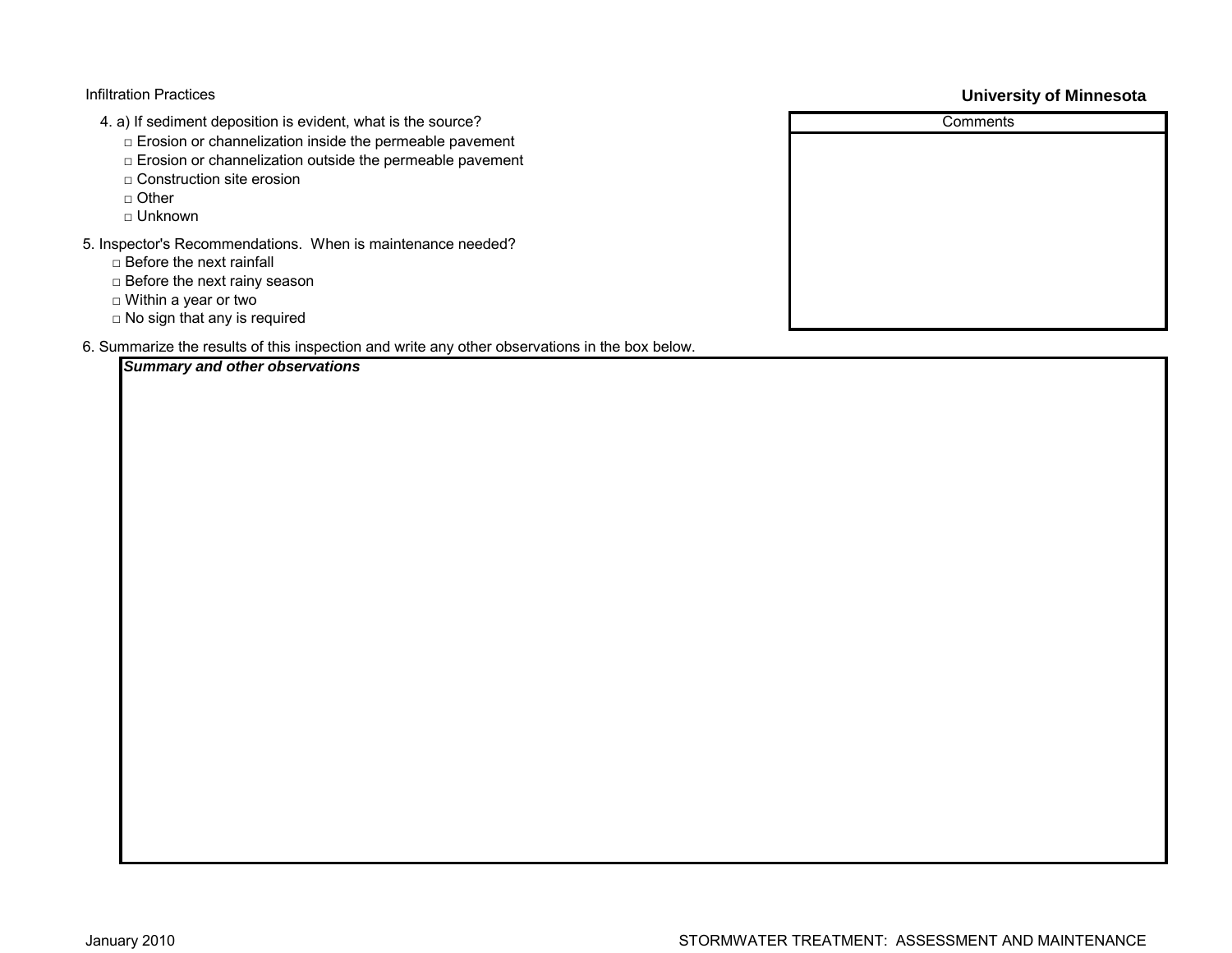4. a) If sediment deposition is evident, what is the source?
   - □ Erosion or channelization inside the permeable pavement
   - □ Erosion or channelization outside the permeable pavement
   - □ Construction site erosion
   - □ Other
   - □ Unknown

5. Inspector's Recommendations.  When is maintenance needed?
   - □ Before the next rainfall
   - □ Before the next rainy season
   - □ Within a year or two
   - □ No sign that any is required

| Comments |
| --- |
| |

6. Summarize the results of this inspection and write any other observations in the box below.

| ***Summary and other observations*** |
| --- |
| |